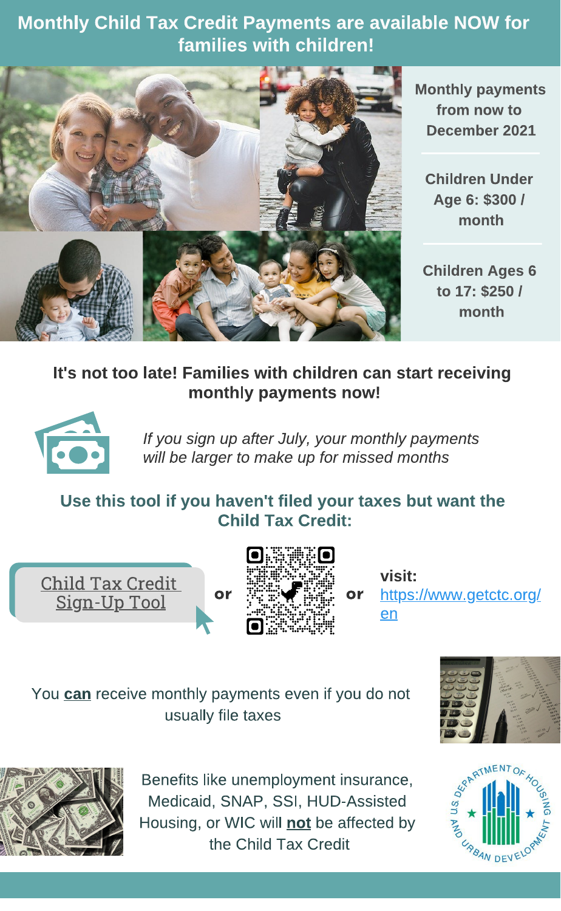# Monthly Child Tax Credit Payments are available NOW for families with children!

**Monthly payments from now to December 2021**

**Children Under Age 6: $300 / month**

**Children Ages 6 to 17: $250 / month**

**It's not too late! Families with children can start receiving monthly payments now!**

*If you sign up after July, your monthly payments will be larger to make up for missed months*

**Use this tool if you haven't filed your taxes but want the Child Tax Credit:**

Child Tax Credit Sign-Up Tool **or** [QR code] **or** **visit:** https://www.getctc.org/en

You **can** receive monthly payments even if you do not usually file taxes

Benefits like unemployment insurance, Medicaid, SNAP, SSI, HUD-Assisted Housing, or WIC will **not** be affected by the Child Tax Credit

U.S. Department of Housing and Urban Development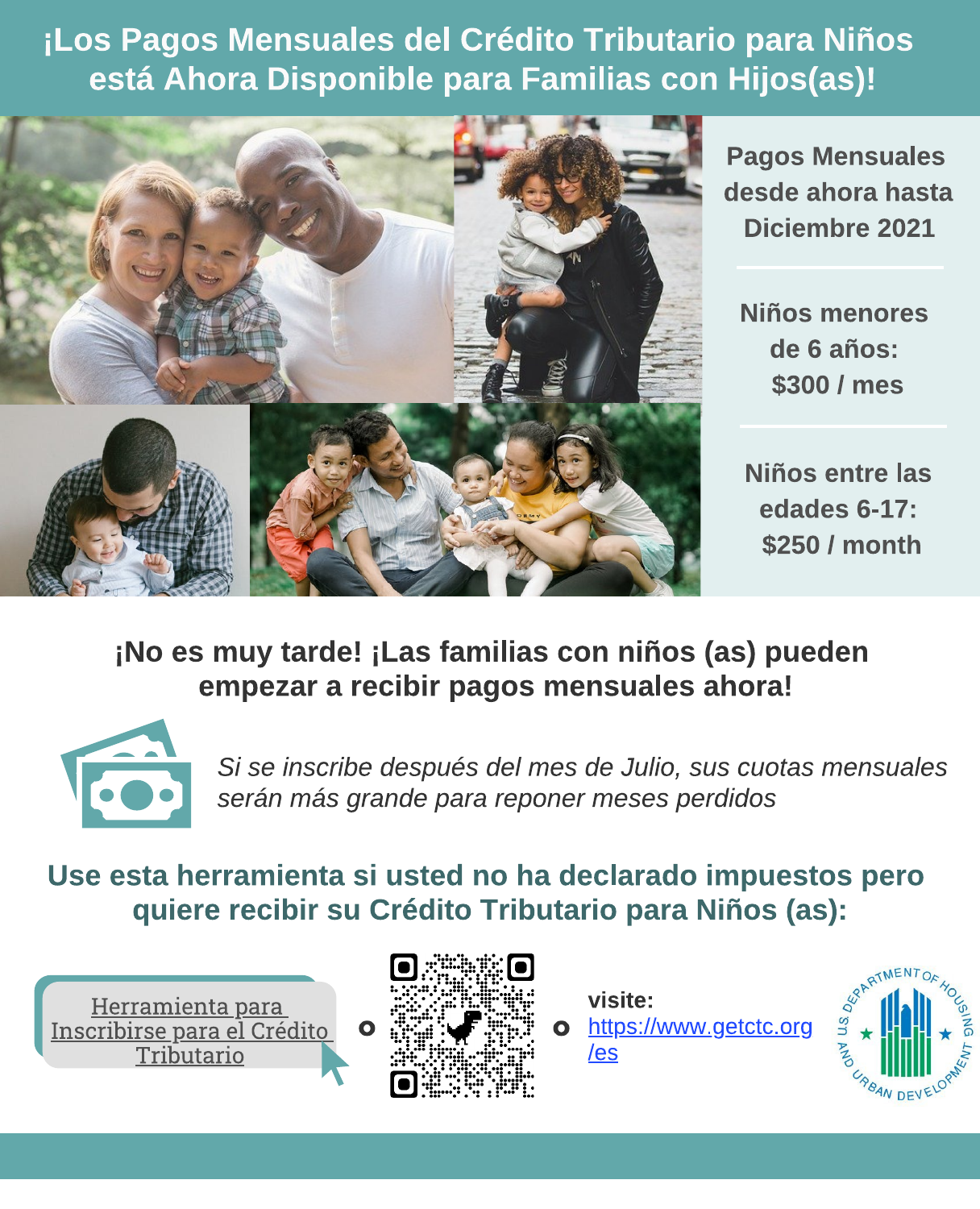# ¡Los Pagos Mensuales del Crédito Tributario para Niños está Ahora Disponible para Familias con Hijos(as)!

**Pagos Mensuales desde ahora hasta Diciembre 2021**

**Niños menores de 6 años: $300 / mes**

**Niños entre las edades 6-17: $250 / month**

## ¡No es muy tarde! ¡Las familias con niños (as) pueden empezar a recibir pagos mensuales ahora!

*Si se inscribe después del mes de Julio, sus cuotas mensuales serán más grande para reponer meses perdidos*

## Use esta herramienta si usted no ha declarado impuestos pero quiere recibir su Crédito Tributario para Niños (as):

Herramienta para Inscribirse para el Crédito Tributario

**visite:** https://www.getctc.org/es

U.S. DEPARTMENT OF HOUSING AND URBAN DEVELOPMENT